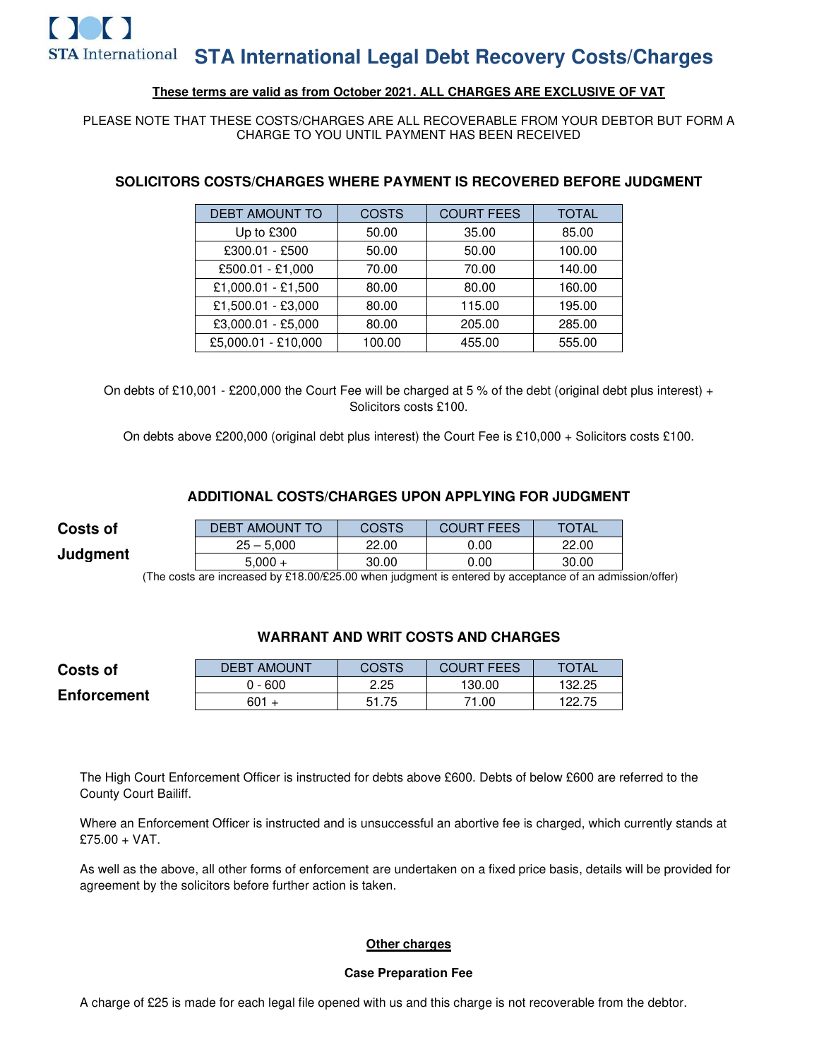# STA International Legal Debt Recovery Costs/Charges

**These terms are valid as from October 2021. ALL CHARGES ARE EXCLUSIVE OF VAT**

PLEASE NOTE THAT THESE COSTS/CHARGES ARE ALL RECOVERABLE FROM YOUR DEBTOR BUT FORM A CHARGE TO YOU UNTIL PAYMENT HAS BEEN RECEIVED

## SOLICITORS COSTS/CHARGES WHERE PAYMENT IS RECOVERED BEFORE JUDGMENT

| DEBT AMOUNT TO | COSTS | COURT FEES | TOTAL |
|---|---|---|---|
| Up to £300 | 50.00 | 35.00 | 85.00 |
| £300.01 - £500 | 50.00 | 50.00 | 100.00 |
| £500.01 - £1,000 | 70.00 | 70.00 | 140.00 |
| £1,000.01 - £1,500 | 80.00 | 80.00 | 160.00 |
| £1,500.01 - £3,000 | 80.00 | 115.00 | 195.00 |
| £3,000.01 - £5,000 | 80.00 | 205.00 | 285.00 |
| £5,000.01 - £10,000 | 100.00 | 455.00 | 555.00 |

On debts of £10,001 - £200,000 the Court Fee will be charged at 5 % of the debt (original debt plus interest) + Solicitors costs £100.

On debts above £200,000 (original debt plus interest) the Court Fee is £10,000 + Solicitors costs £100.

## ADDITIONAL COSTS/CHARGES UPON APPLYING FOR JUDGMENT

**Costs of Judgment**

| DEBT AMOUNT TO | COSTS | COURT FEES | TOTAL |
|---|---|---|---|
| 25 – 5,000 | 22.00 | 0.00 | 22.00 |
| 5,000 + | 30.00 | 0.00 | 30.00 |

(The costs are increased by £18.00/£25.00 when judgment is entered by acceptance of an admission/offer)

## WARRANT AND WRIT COSTS AND CHARGES

**Costs of Enforcement**

| DEBT AMOUNT | COSTS | COURT FEES | TOTAL |
|---|---|---|---|
| 0 - 600 | 2.25 | 130.00 | 132.25 |
| 601 + | 51.75 | 71.00 | 122.75 |

The High Court Enforcement Officer is instructed for debts above £600. Debts of below £600 are referred to the County Court Bailiff.

Where an Enforcement Officer is instructed and is unsuccessful an abortive fee is charged, which currently stands at £75.00 + VAT.

As well as the above, all other forms of enforcement are undertaken on a fixed price basis, details will be provided for agreement by the solicitors before further action is taken.

**Other charges**

**Case Preparation Fee**

A charge of £25 is made for each legal file opened with us and this charge is not recoverable from the debtor.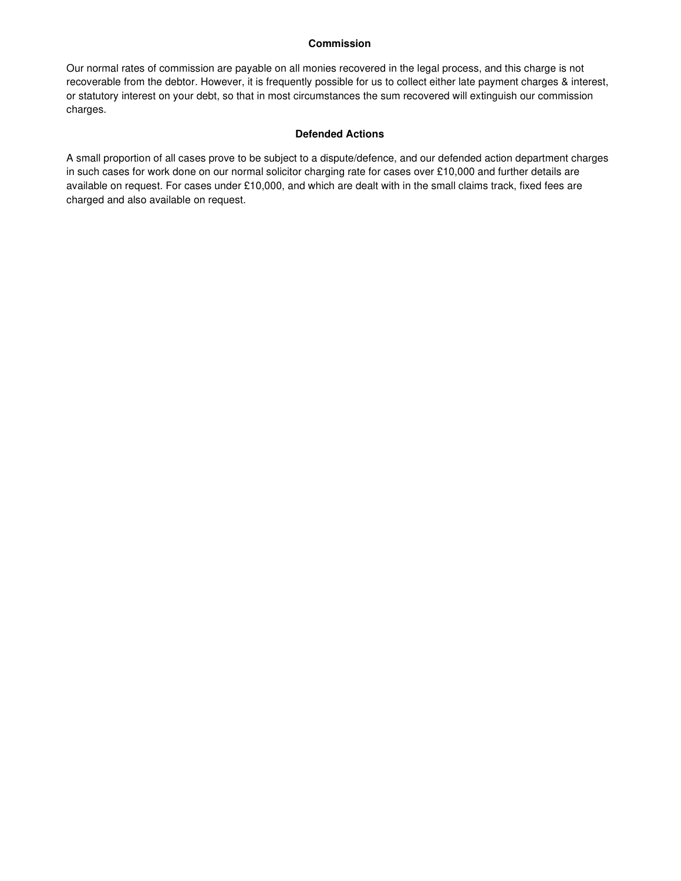## Commission

Our normal rates of commission are payable on all monies recovered in the legal process, and this charge is not recoverable from the debtor. However, it is frequently possible for us to collect either late payment charges & interest, or statutory interest on your debt, so that in most circumstances the sum recovered will extinguish our commission charges.

## Defended Actions

A small proportion of all cases prove to be subject to a dispute/defence, and our defended action department charges in such cases for work done on our normal solicitor charging rate for cases over £10,000 and further details are available on request. For cases under £10,000, and which are dealt with in the small claims track, fixed fees are charged and also available on request.